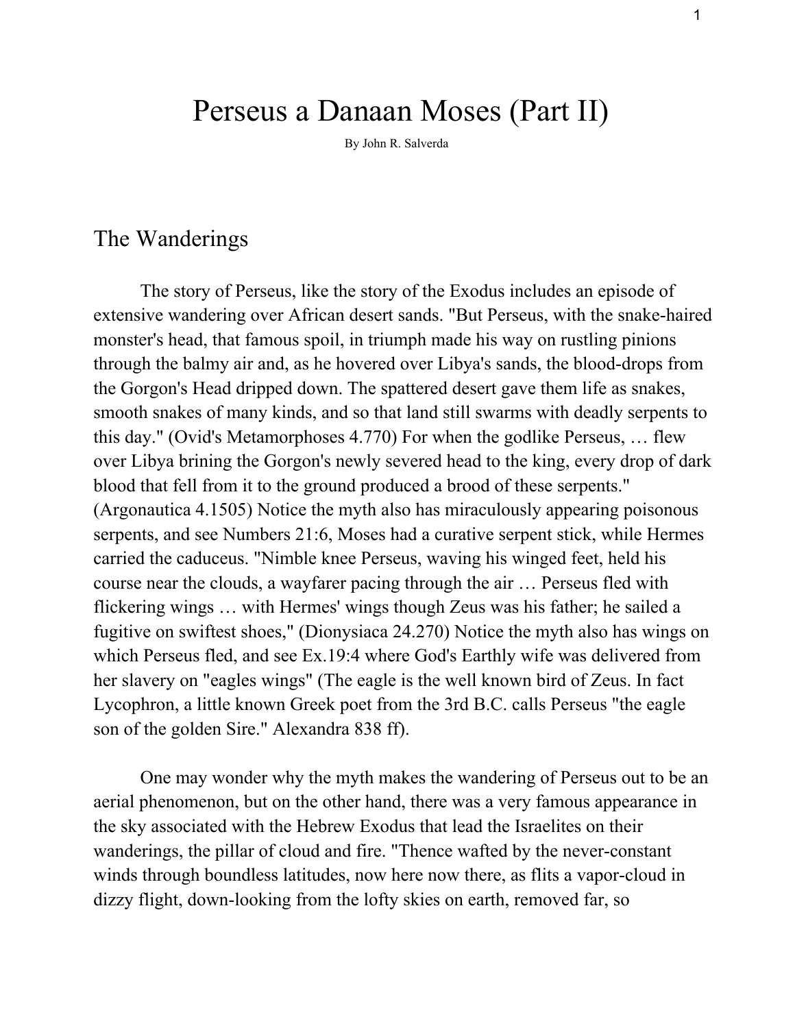# Perseus a Danaan Moses (Part II)

By John R. Salverda

## The Wanderings

The story of Perseus, like the story of the Exodus includes an episode of extensive wandering over African desert sands. "But Perseus, with the snake-haired monster's head, that famous spoil, in triumph made his way on rustling pinions through the balmy air and, as he hovered over Libya's sands, the blood-drops from the Gorgon's Head dripped down. The spattered desert gave them life as snakes, smooth snakes of many kinds, and so that land still swarms with deadly serpents to this day." (Ovid's Metamorphoses 4.770) For when the godlike Perseus, … flew over Libya brining the Gorgon's newly severed head to the king, every drop of dark blood that fell from it to the ground produced a brood of these serpents." (Argonautica 4.1505) Notice the myth also has miraculously appearing poisonous serpents, and see Numbers 21:6, Moses had a curative serpent stick, while Hermes carried the caduceus. "Nimble knee Perseus, waving his winged feet, held his course near the clouds, a wayfarer pacing through the air … Perseus fled with flickering wings … with Hermes' wings though Zeus was his father; he sailed a fugitive on swiftest shoes," (Dionysiaca 24.270) Notice the myth also has wings on which Perseus fled, and see Ex.19:4 where God's Earthly wife was delivered from her slavery on "eagles wings" (The eagle is the well known bird of Zeus. In fact Lycophron, a little known Greek poet from the 3rd B.C. calls Perseus "the eagle son of the golden Sire." Alexandra 838 ff).

One may wonder why the myth makes the wandering of Perseus out to be an aerial phenomenon, but on the other hand, there was a very famous appearance in the sky associated with the Hebrew Exodus that lead the Israelites on their wanderings, the pillar of cloud and fire. "Thence wafted by the never-constant winds through boundless latitudes, now here now there, as flits a vapor-cloud in dizzy flight, down-looking from the lofty skies on earth, removed far, so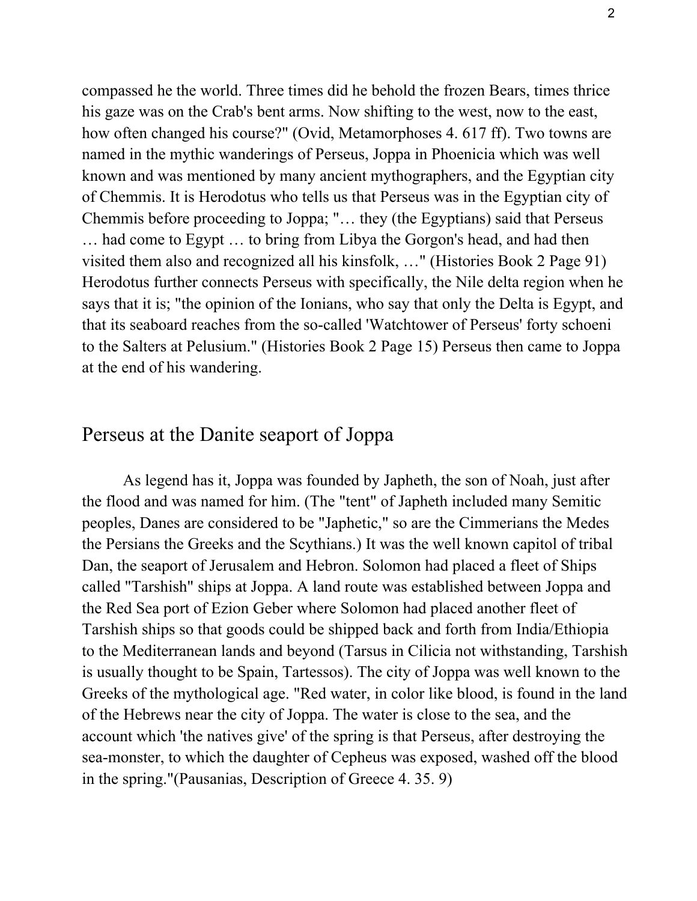compassed he the world. Three times did he behold the frozen Bears, times thrice his gaze was on the Crab's bent arms. Now shifting to the west, now to the east, how often changed his course?" (Ovid, Metamorphoses 4. 617 ff). Two towns are named in the mythic wanderings of Perseus, Joppa in Phoenicia which was well known and was mentioned by many ancient mythographers, and the Egyptian city of Chemmis. It is Herodotus who tells us that Perseus was in the Egyptian city of Chemmis before proceeding to Joppa; "… they (the Egyptians) said that Perseus … had come to Egypt … to bring from Libya the Gorgon's head, and had then visited them also and recognized all his kinsfolk, …" (Histories Book 2 Page 91) Herodotus further connects Perseus with specifically, the Nile delta region when he says that it is; "the opinion of the Ionians, who say that only the Delta is Egypt, and that its seaboard reaches from the so-called 'Watchtower of Perseus' forty schoeni to the Salters at Pelusium." (Histories Book 2 Page 15) Perseus then came to Joppa at the end of his wandering.

## Perseus at the Danite seaport of Joppa

As legend has it, Joppa was founded by Japheth, the son of Noah, just after the flood and was named for him. (The "tent" of Japheth included many Semitic peoples, Danes are considered to be "Japhetic," so are the Cimmerians the Medes the Persians the Greeks and the Scythians.) It was the well known capitol of tribal Dan, the seaport of Jerusalem and Hebron. Solomon had placed a fleet of Ships called "Tarshish" ships at Joppa. A land route was established between Joppa and the Red Sea port of Ezion Geber where Solomon had placed another fleet of Tarshish ships so that goods could be shipped back and forth from India/Ethiopia to the Mediterranean lands and beyond (Tarsus in Cilicia not withstanding, Tarshish is usually thought to be Spain, Tartessos). The city of Joppa was well known to the Greeks of the mythological age. "Red water, in color like blood, is found in the land of the Hebrews near the city of Joppa. The water is close to the sea, and the account which 'the natives give' of the spring is that Perseus, after destroying the sea-monster, to which the daughter of Cepheus was exposed, washed off the blood in the spring."(Pausanias, Description of Greece 4. 35. 9)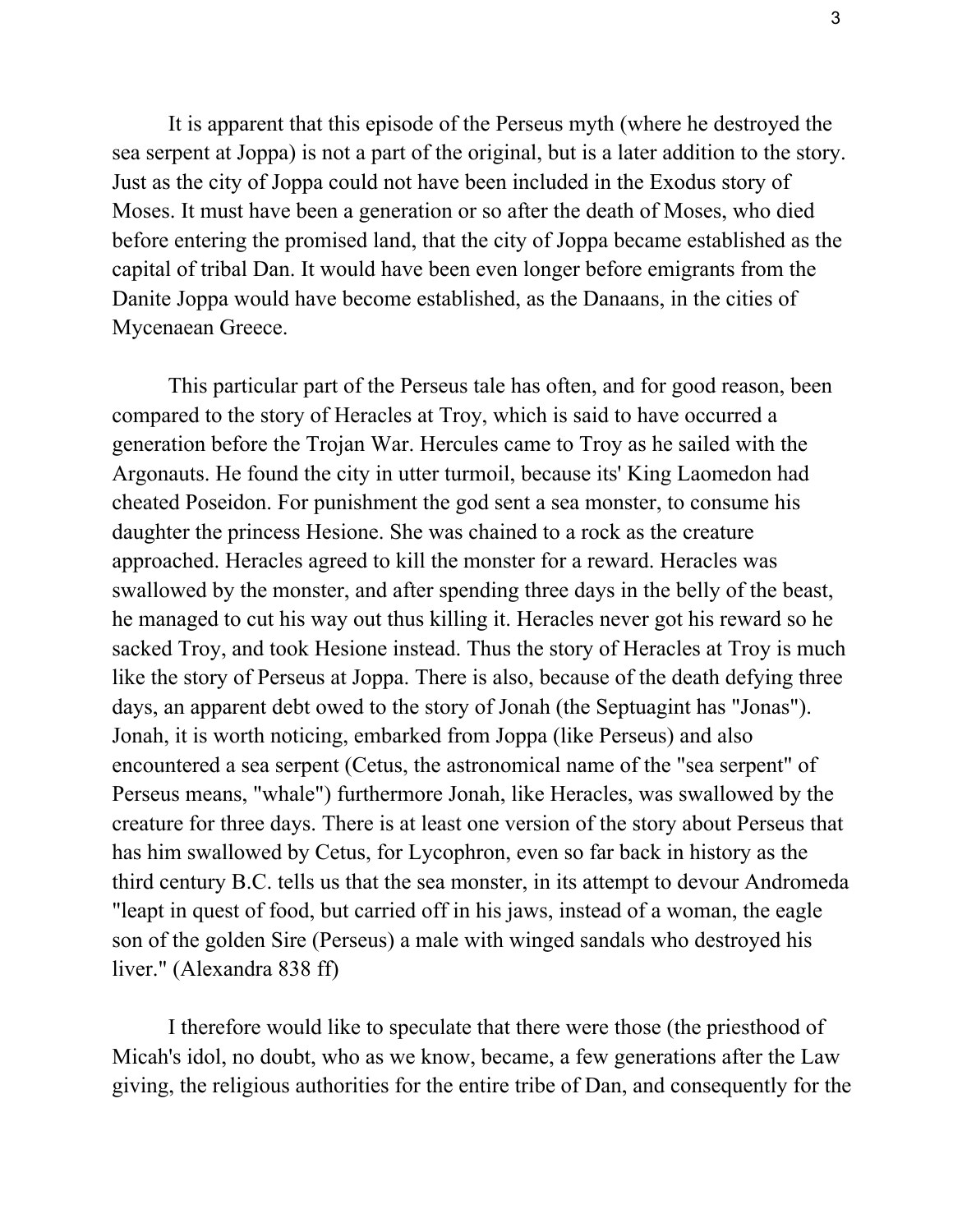It is apparent that this episode of the Perseus myth (where he destroyed the sea serpent at Joppa) is not a part of the original, but is a later addition to the story. Just as the city of Joppa could not have been included in the Exodus story of Moses. It must have been a generation or so after the death of Moses, who died before entering the promised land, that the city of Joppa became established as the capital of tribal Dan. It would have been even longer before emigrants from the Danite Joppa would have become established, as the Danaans, in the cities of Mycenaean Greece.

This particular part of the Perseus tale has often, and for good reason, been compared to the story of Heracles at Troy, which is said to have occurred a generation before the Trojan War. Hercules came to Troy as he sailed with the Argonauts. He found the city in utter turmoil, because its' King Laomedon had cheated Poseidon. For punishment the god sent a sea monster, to consume his daughter the princess Hesione. She was chained to a rock as the creature approached. Heracles agreed to kill the monster for a reward. Heracles was swallowed by the monster, and after spending three days in the belly of the beast, he managed to cut his way out thus killing it. Heracles never got his reward so he sacked Troy, and took Hesione instead. Thus the story of Heracles at Troy is much like the story of Perseus at Joppa. There is also, because of the death defying three days, an apparent debt owed to the story of Jonah (the Septuagint has "Jonas"). Jonah, it is worth noticing, embarked from Joppa (like Perseus) and also encountered a sea serpent (Cetus, the astronomical name of the "sea serpent" of Perseus means, "whale") furthermore Jonah, like Heracles, was swallowed by the creature for three days. There is at least one version of the story about Perseus that has him swallowed by Cetus, for Lycophron, even so far back in history as the third century B.C. tells us that the sea monster, in its attempt to devour Andromeda "leapt in quest of food, but carried off in his jaws, instead of a woman, the eagle son of the golden Sire (Perseus) a male with winged sandals who destroyed his liver." (Alexandra 838 ff)

I therefore would like to speculate that there were those (the priesthood of Micah's idol, no doubt, who as we know, became, a few generations after the Law giving, the religious authorities for the entire tribe of Dan, and consequently for the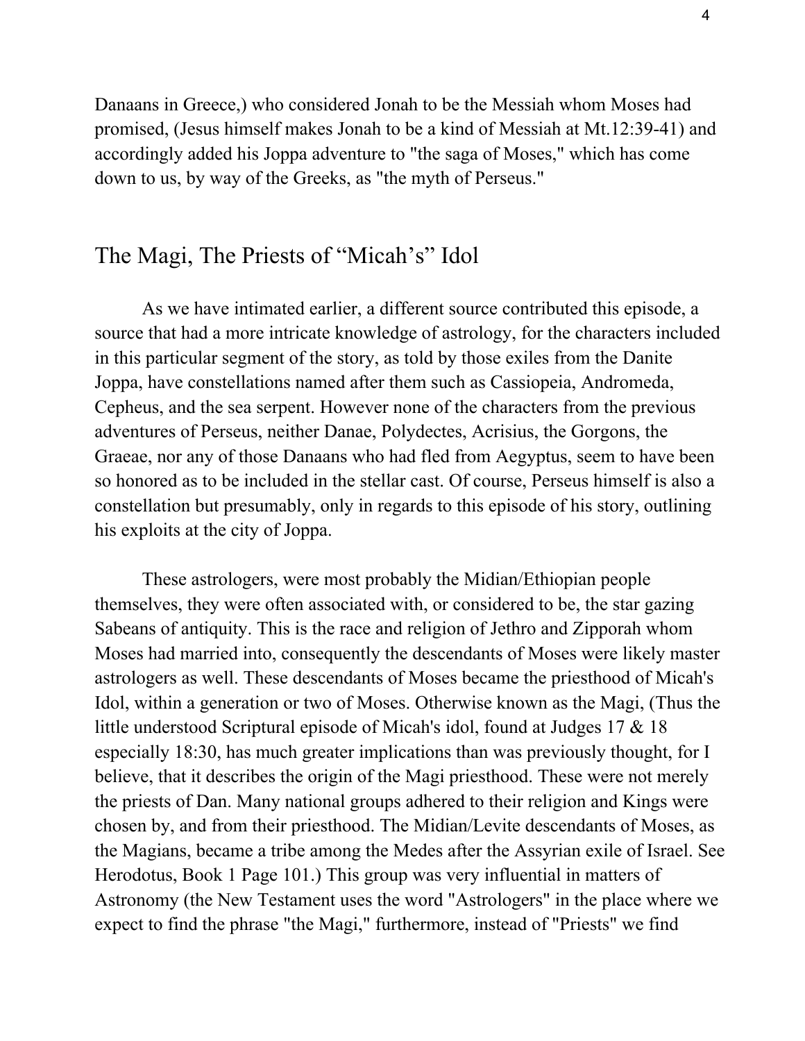Danaans in Greece,) who considered Jonah to be the Messiah whom Moses had promised, (Jesus himself makes Jonah to be a kind of Messiah at Mt.12:39-41) and accordingly added his Joppa adventure to "the saga of Moses," which has come down to us, by way of the Greeks, as "the myth of Perseus."

## The Magi, The Priests of “Micah’s” Idol

As we have intimated earlier, a different source contributed this episode, a source that had a more intricate knowledge of astrology, for the characters included in this particular segment of the story, as told by those exiles from the Danite Joppa, have constellations named after them such as Cassiopeia, Andromeda, Cepheus, and the sea serpent. However none of the characters from the previous adventures of Perseus, neither Danae, Polydectes, Acrisius, the Gorgons, the Graeae, nor any of those Danaans who had fled from Aegyptus, seem to have been so honored as to be included in the stellar cast. Of course, Perseus himself is also a constellation but presumably, only in regards to this episode of his story, outlining his exploits at the city of Joppa.

These astrologers, were most probably the Midian/Ethiopian people themselves, they were often associated with, or considered to be, the star gazing Sabeans of antiquity. This is the race and religion of Jethro and Zipporah whom Moses had married into, consequently the descendants of Moses were likely master astrologers as well. These descendants of Moses became the priesthood of Micah's Idol, within a generation or two of Moses. Otherwise known as the Magi, (Thus the little understood Scriptural episode of Micah's idol, found at Judges 17 & 18 especially 18:30, has much greater implications than was previously thought, for I believe, that it describes the origin of the Magi priesthood. These were not merely the priests of Dan. Many national groups adhered to their religion and Kings were chosen by, and from their priesthood. The Midian/Levite descendants of Moses, as the Magians, became a tribe among the Medes after the Assyrian exile of Israel. See Herodotus, Book 1 Page 101.) This group was very influential in matters of Astronomy (the New Testament uses the word "Astrologers" in the place where we expect to find the phrase "the Magi," furthermore, instead of "Priests" we find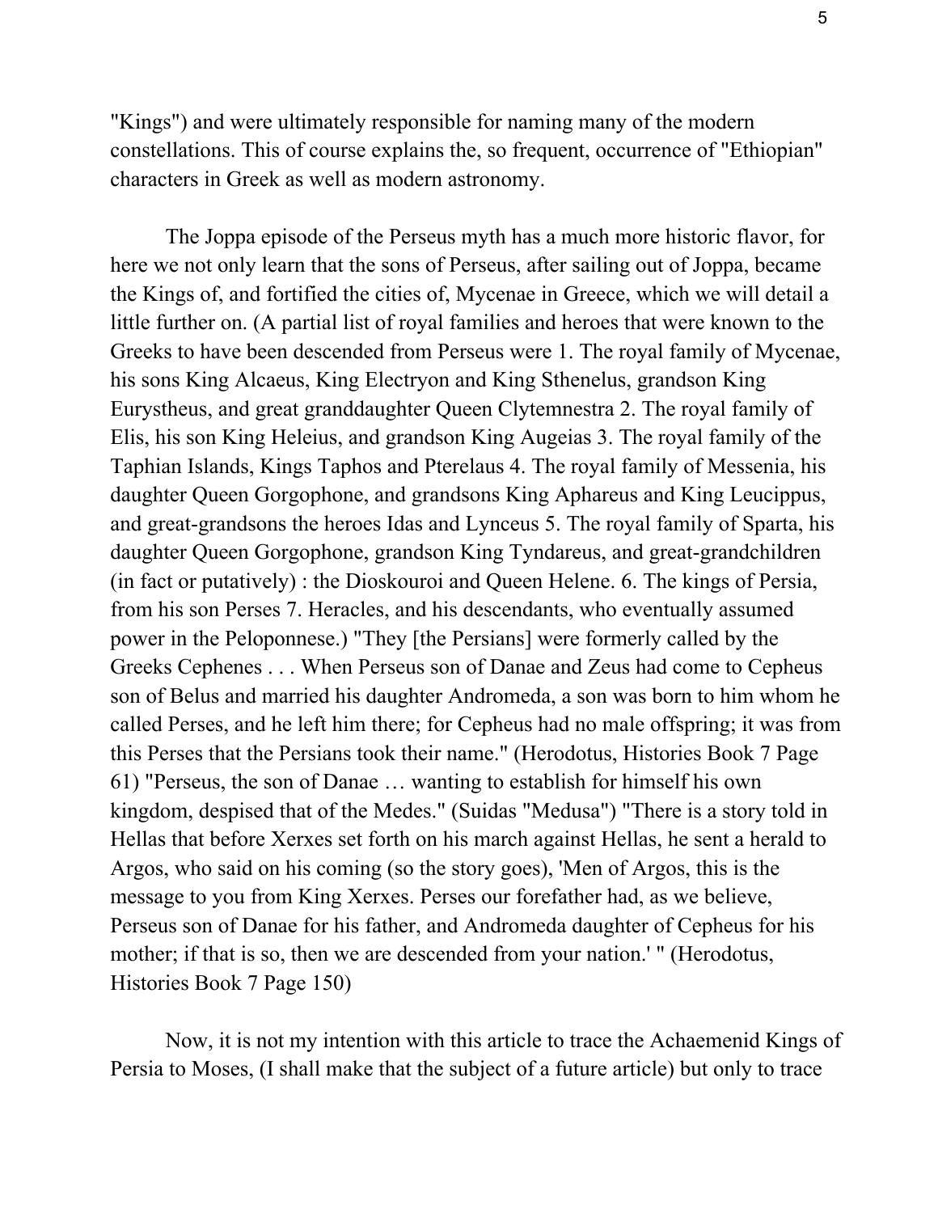"Kings") and were ultimately responsible for naming many of the modern constellations. This of course explains the, so frequent, occurrence of "Ethiopian" characters in Greek as well as modern astronomy.

The Joppa episode of the Perseus myth has a much more historic flavor, for here we not only learn that the sons of Perseus, after sailing out of Joppa, became the Kings of, and fortified the cities of, Mycenae in Greece, which we will detail a little further on. (A partial list of royal families and heroes that were known to the Greeks to have been descended from Perseus were 1. The royal family of Mycenae, his sons King Alcaeus, King Electryon and King Sthenelus, grandson King Eurystheus, and great granddaughter Queen Clytemnestra 2. The royal family of Elis, his son King Heleius, and grandson King Augeias 3. The royal family of the Taphian Islands, Kings Taphos and Pterelaus 4. The royal family of Messenia, his daughter Queen Gorgophone, and grandsons King Aphareus and King Leucippus, and great-grandsons the heroes Idas and Lynceus 5. The royal family of Sparta, his daughter Queen Gorgophone, grandson King Tyndareus, and great-grandchildren (in fact or putatively) : the Dioskouroi and Queen Helene. 6. The kings of Persia, from his son Perses 7. Heracles, and his descendants, who eventually assumed power in the Peloponnese.) "They [the Persians] were formerly called by the Greeks Cephenes . . . When Perseus son of Danae and Zeus had come to Cepheus son of Belus and married his daughter Andromeda, a son was born to him whom he called Perses, and he left him there; for Cepheus had no male offspring; it was from this Perses that the Persians took their name." (Herodotus, Histories Book 7 Page 61) "Perseus, the son of Danae … wanting to establish for himself his own kingdom, despised that of the Medes." (Suidas "Medusa") "There is a story told in Hellas that before Xerxes set forth on his march against Hellas, he sent a herald to Argos, who said on his coming (so the story goes), 'Men of Argos, this is the message to you from King Xerxes. Perses our forefather had, as we believe, Perseus son of Danae for his father, and Andromeda daughter of Cepheus for his mother; if that is so, then we are descended from your nation.' " (Herodotus, Histories Book 7 Page 150)

Now, it is not my intention with this article to trace the Achaemenid Kings of Persia to Moses, (I shall make that the subject of a future article) but only to trace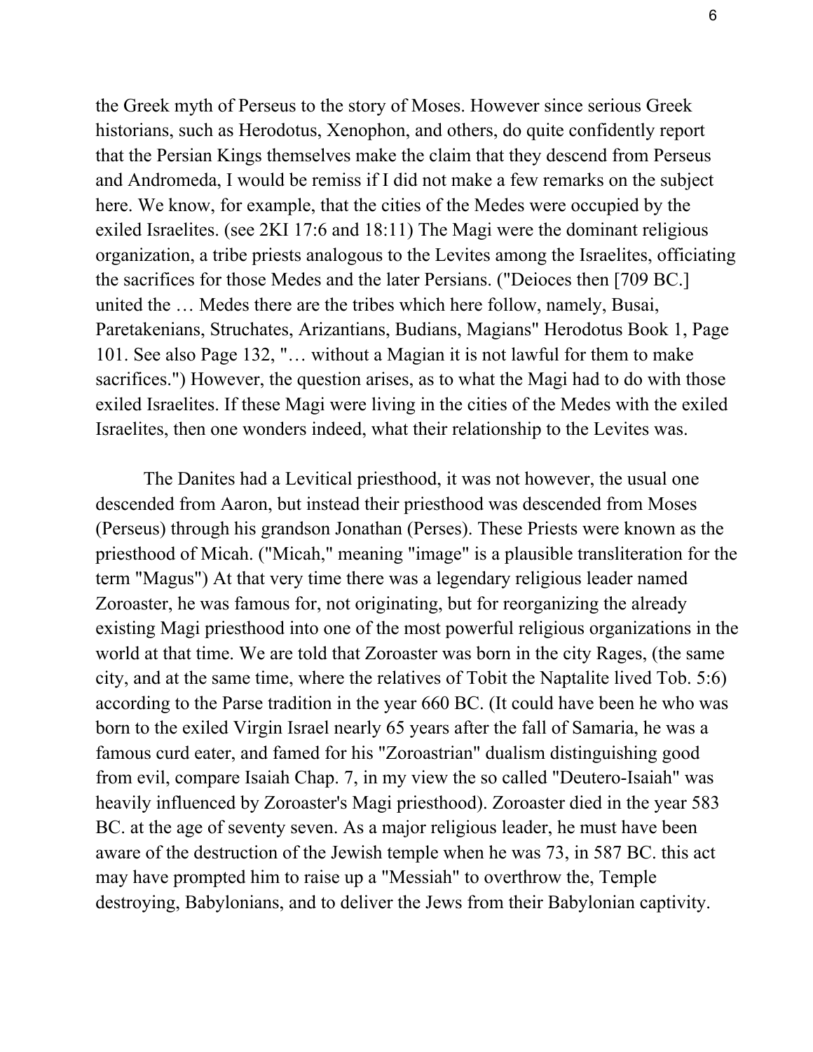the Greek myth of Perseus to the story of Moses. However since serious Greek historians, such as Herodotus, Xenophon, and others, do quite confidently report that the Persian Kings themselves make the claim that they descend from Perseus and Andromeda, I would be remiss if I did not make a few remarks on the subject here. We know, for example, that the cities of the Medes were occupied by the exiled Israelites. (see 2KI 17:6 and 18:11) The Magi were the dominant religious organization, a tribe priests analogous to the Levites among the Israelites, officiating the sacrifices for those Medes and the later Persians. ("Deioces then [709 BC.] united the … Medes there are the tribes which here follow, namely, Busai, Paretakenians, Struchates, Arizantians, Budians, Magians" Herodotus Book 1, Page 101. See also Page 132, "… without a Magian it is not lawful for them to make sacrifices.") However, the question arises, as to what the Magi had to do with those exiled Israelites. If these Magi were living in the cities of the Medes with the exiled Israelites, then one wonders indeed, what their relationship to the Levites was.

The Danites had a Levitical priesthood, it was not however, the usual one descended from Aaron, but instead their priesthood was descended from Moses (Perseus) through his grandson Jonathan (Perses). These Priests were known as the priesthood of Micah. ("Micah," meaning "image" is a plausible transliteration for the term "Magus") At that very time there was a legendary religious leader named Zoroaster, he was famous for, not originating, but for reorganizing the already existing Magi priesthood into one of the most powerful religious organizations in the world at that time. We are told that Zoroaster was born in the city Rages, (the same city, and at the same time, where the relatives of Tobit the Naptalite lived Tob. 5:6) according to the Parse tradition in the year 660 BC. (It could have been he who was born to the exiled Virgin Israel nearly 65 years after the fall of Samaria, he was a famous curd eater, and famed for his "Zoroastrian" dualism distinguishing good from evil, compare Isaiah Chap. 7, in my view the so called "Deutero-Isaiah" was heavily influenced by Zoroaster's Magi priesthood). Zoroaster died in the year 583 BC. at the age of seventy seven. As a major religious leader, he must have been aware of the destruction of the Jewish temple when he was 73, in 587 BC. this act may have prompted him to raise up a "Messiah" to overthrow the, Temple destroying, Babylonians, and to deliver the Jews from their Babylonian captivity.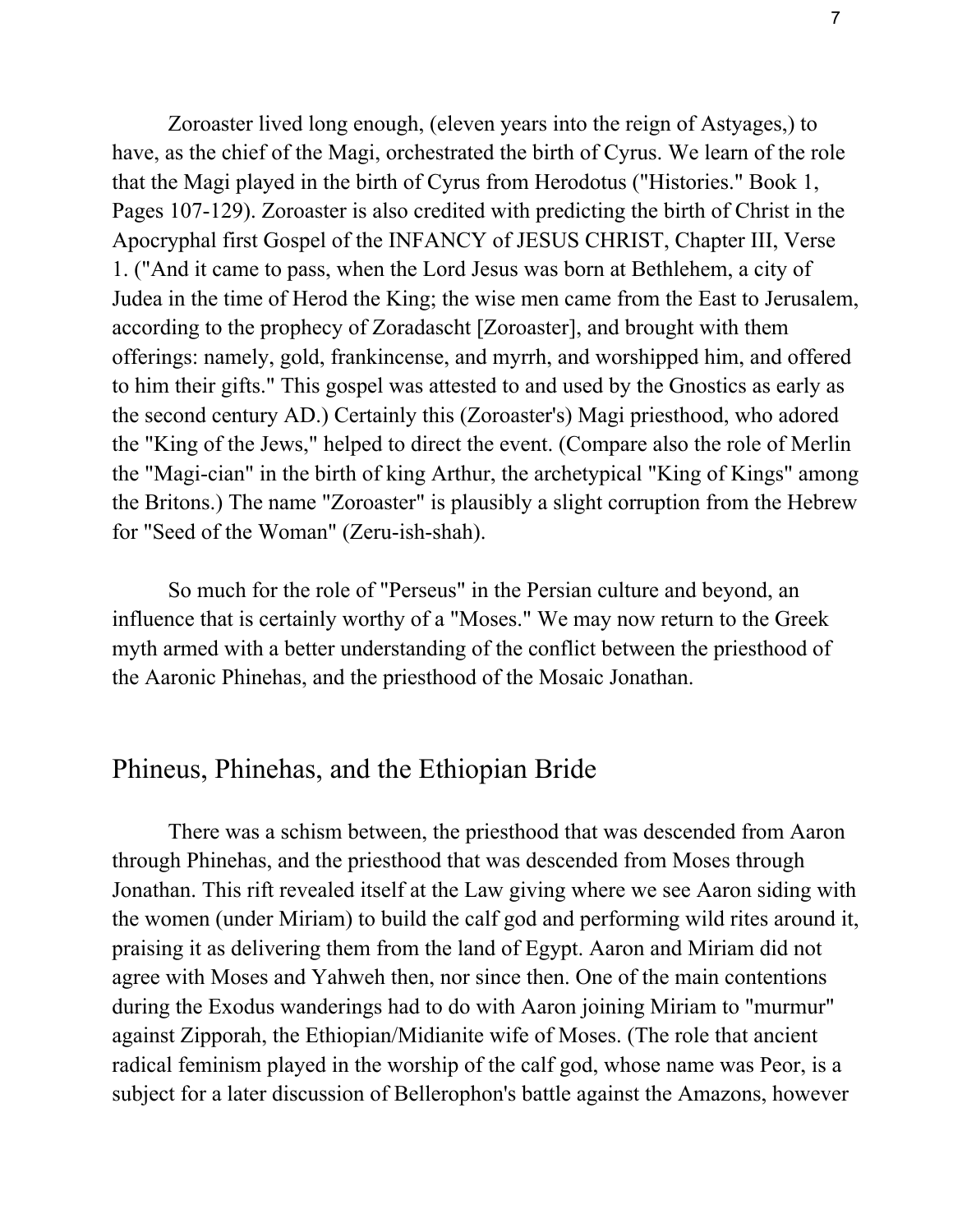Zoroaster lived long enough, (eleven years into the reign of Astyages,) to have, as the chief of the Magi, orchestrated the birth of Cyrus. We learn of the role that the Magi played in the birth of Cyrus from Herodotus ("Histories." Book 1, Pages 107-129). Zoroaster is also credited with predicting the birth of Christ in the Apocryphal first Gospel of the INFANCY of JESUS CHRIST, Chapter III, Verse 1. ("And it came to pass, when the Lord Jesus was born at Bethlehem, a city of Judea in the time of Herod the King; the wise men came from the East to Jerusalem, according to the prophecy of Zoradascht [Zoroaster], and brought with them offerings: namely, gold, frankincense, and myrrh, and worshipped him, and offered to him their gifts." This gospel was attested to and used by the Gnostics as early as the second century AD.) Certainly this (Zoroaster's) Magi priesthood, who adored the "King of the Jews," helped to direct the event. (Compare also the role of Merlin the "Magi-cian" in the birth of king Arthur, the archetypical "King of Kings" among the Britons.) The name "Zoroaster" is plausibly a slight corruption from the Hebrew for "Seed of the Woman" (Zeru-ish-shah).

So much for the role of "Perseus" in the Persian culture and beyond, an influence that is certainly worthy of a "Moses." We may now return to the Greek myth armed with a better understanding of the conflict between the priesthood of the Aaronic Phinehas, and the priesthood of the Mosaic Jonathan.

## Phineus, Phinehas, and the Ethiopian Bride

There was a schism between, the priesthood that was descended from Aaron through Phinehas, and the priesthood that was descended from Moses through Jonathan. This rift revealed itself at the Law giving where we see Aaron siding with the women (under Miriam) to build the calf god and performing wild rites around it, praising it as delivering them from the land of Egypt. Aaron and Miriam did not agree with Moses and Yahweh then, nor since then. One of the main contentions during the Exodus wanderings had to do with Aaron joining Miriam to "murmur" against Zipporah, the Ethiopian/Midianite wife of Moses. (The role that ancient radical feminism played in the worship of the calf god, whose name was Peor, is a subject for a later discussion of Bellerophon's battle against the Amazons, however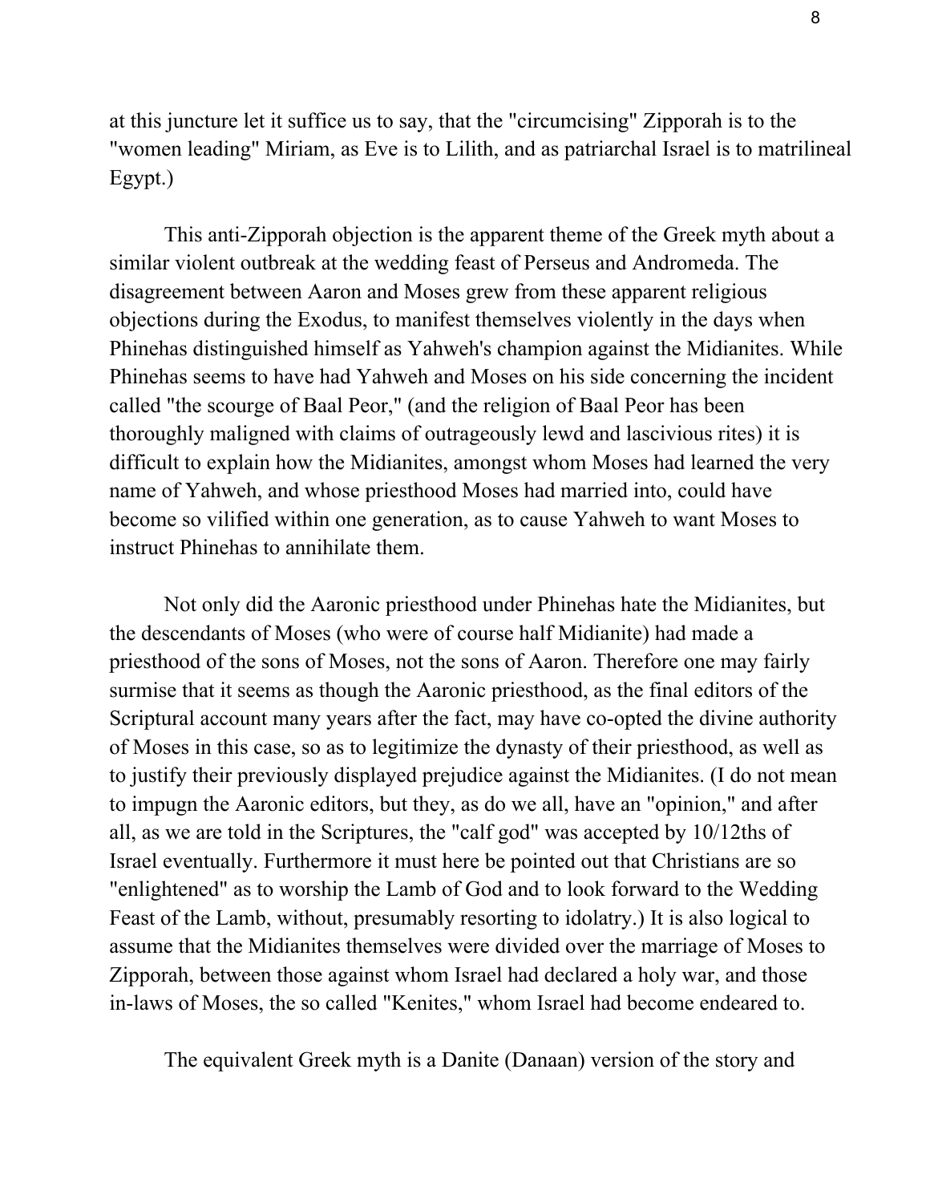at this juncture let it suffice us to say, that the "circumcising" Zipporah is to the "women leading" Miriam, as Eve is to Lilith, and as patriarchal Israel is to matrilineal Egypt.)

This anti-Zipporah objection is the apparent theme of the Greek myth about a similar violent outbreak at the wedding feast of Perseus and Andromeda. The disagreement between Aaron and Moses grew from these apparent religious objections during the Exodus, to manifest themselves violently in the days when Phinehas distinguished himself as Yahweh's champion against the Midianites. While Phinehas seems to have had Yahweh and Moses on his side concerning the incident called "the scourge of Baal Peor," (and the religion of Baal Peor has been thoroughly maligned with claims of outrageously lewd and lascivious rites) it is difficult to explain how the Midianites, amongst whom Moses had learned the very name of Yahweh, and whose priesthood Moses had married into, could have become so vilified within one generation, as to cause Yahweh to want Moses to instruct Phinehas to annihilate them.

Not only did the Aaronic priesthood under Phinehas hate the Midianites, but the descendants of Moses (who were of course half Midianite) had made a priesthood of the sons of Moses, not the sons of Aaron. Therefore one may fairly surmise that it seems as though the Aaronic priesthood, as the final editors of the Scriptural account many years after the fact, may have co-opted the divine authority of Moses in this case, so as to legitimize the dynasty of their priesthood, as well as to justify their previously displayed prejudice against the Midianites. (I do not mean to impugn the Aaronic editors, but they, as do we all, have an "opinion," and after all, as we are told in the Scriptures, the "calf god" was accepted by 10/12ths of Israel eventually. Furthermore it must here be pointed out that Christians are so "enlightened" as to worship the Lamb of God and to look forward to the Wedding Feast of the Lamb, without, presumably resorting to idolatry.) It is also logical to assume that the Midianites themselves were divided over the marriage of Moses to Zipporah, between those against whom Israel had declared a holy war, and those in-laws of Moses, the so called "Kenites," whom Israel had become endeared to.

The equivalent Greek myth is a Danite (Danaan) version of the story and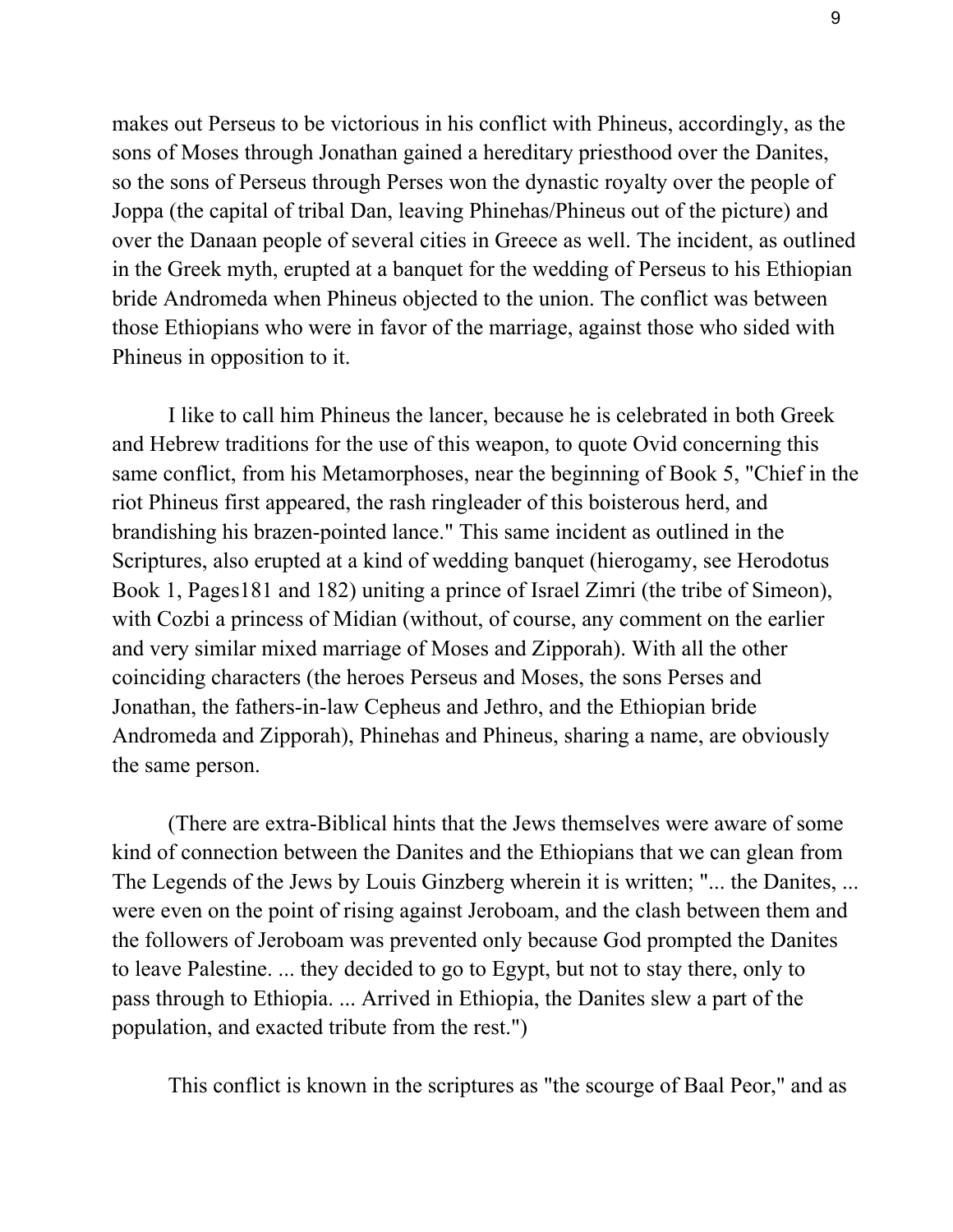makes out Perseus to be victorious in his conflict with Phineus, accordingly, as the sons of Moses through Jonathan gained a hereditary priesthood over the Danites, so the sons of Perseus through Perses won the dynastic royalty over the people of Joppa (the capital of tribal Dan, leaving Phinehas/Phineus out of the picture) and over the Danaan people of several cities in Greece as well. The incident, as outlined in the Greek myth, erupted at a banquet for the wedding of Perseus to his Ethiopian bride Andromeda when Phineus objected to the union. The conflict was between those Ethiopians who were in favor of the marriage, against those who sided with Phineus in opposition to it.

I like to call him Phineus the lancer, because he is celebrated in both Greek and Hebrew traditions for the use of this weapon, to quote Ovid concerning this same conflict, from his Metamorphoses, near the beginning of Book 5, "Chief in the riot Phineus first appeared, the rash ringleader of this boisterous herd, and brandishing his brazen-pointed lance." This same incident as outlined in the Scriptures, also erupted at a kind of wedding banquet (hierogamy, see Herodotus Book 1, Pages181 and 182) uniting a prince of Israel Zimri (the tribe of Simeon), with Cozbi a princess of Midian (without, of course, any comment on the earlier and very similar mixed marriage of Moses and Zipporah). With all the other coinciding characters (the heroes Perseus and Moses, the sons Perses and Jonathan, the fathers-in-law Cepheus and Jethro, and the Ethiopian bride Andromeda and Zipporah), Phinehas and Phineus, sharing a name, are obviously the same person.

(There are extra-Biblical hints that the Jews themselves were aware of some kind of connection between the Danites and the Ethiopians that we can glean from The Legends of the Jews by Louis Ginzberg wherein it is written; "... the Danites, ... were even on the point of rising against Jeroboam, and the clash between them and the followers of Jeroboam was prevented only because God prompted the Danites to leave Palestine. ... they decided to go to Egypt, but not to stay there, only to pass through to Ethiopia. ... Arrived in Ethiopia, the Danites slew a part of the population, and exacted tribute from the rest.")

This conflict is known in the scriptures as "the scourge of Baal Peor," and as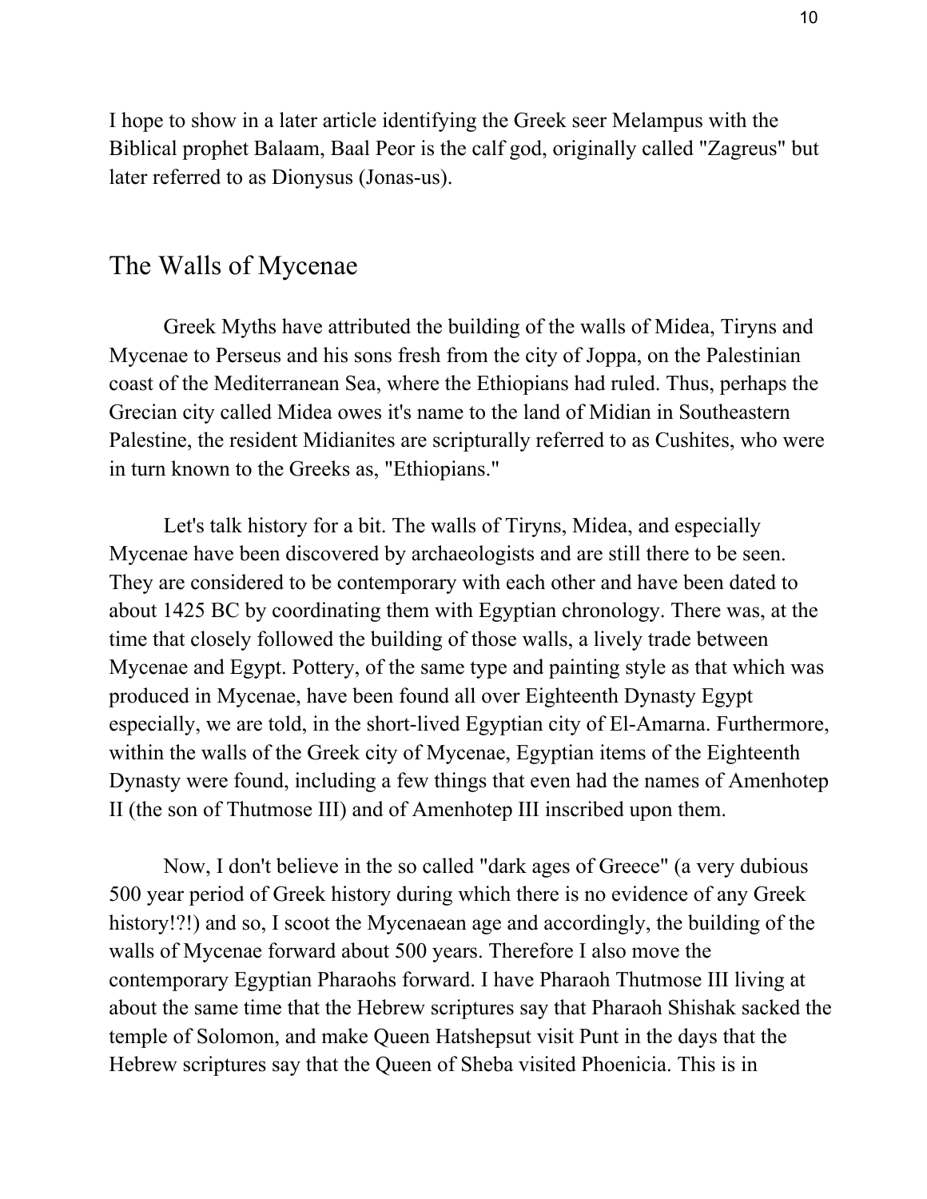I hope to show in a later article identifying the Greek seer Melampus with the Biblical prophet Balaam, Baal Peor is the calf god, originally called "Zagreus" but later referred to as Dionysus (Jonas-us).

## The Walls of Mycenae

Greek Myths have attributed the building of the walls of Midea, Tiryns and Mycenae to Perseus and his sons fresh from the city of Joppa, on the Palestinian coast of the Mediterranean Sea, where the Ethiopians had ruled. Thus, perhaps the Grecian city called Midea owes it's name to the land of Midian in Southeastern Palestine, the resident Midianites are scripturally referred to as Cushites, who were in turn known to the Greeks as, "Ethiopians."

Let's talk history for a bit. The walls of Tiryns, Midea, and especially Mycenae have been discovered by archaeologists and are still there to be seen. They are considered to be contemporary with each other and have been dated to about 1425 BC by coordinating them with Egyptian chronology. There was, at the time that closely followed the building of those walls, a lively trade between Mycenae and Egypt. Pottery, of the same type and painting style as that which was produced in Mycenae, have been found all over Eighteenth Dynasty Egypt especially, we are told, in the short-lived Egyptian city of El-Amarna. Furthermore, within the walls of the Greek city of Mycenae, Egyptian items of the Eighteenth Dynasty were found, including a few things that even had the names of Amenhotep II (the son of Thutmose III) and of Amenhotep III inscribed upon them.

Now, I don't believe in the so called "dark ages of Greece" (a very dubious 500 year period of Greek history during which there is no evidence of any Greek history!?!) and so, I scoot the Mycenaean age and accordingly, the building of the walls of Mycenae forward about 500 years. Therefore I also move the contemporary Egyptian Pharaohs forward. I have Pharaoh Thutmose III living at about the same time that the Hebrew scriptures say that Pharaoh Shishak sacked the temple of Solomon, and make Queen Hatshepsut visit Punt in the days that the Hebrew scriptures say that the Queen of Sheba visited Phoenicia. This is in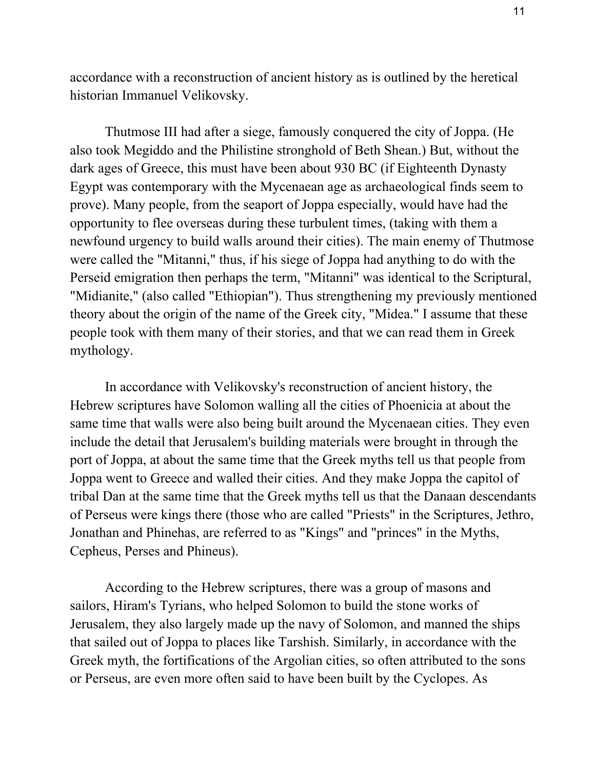accordance with a reconstruction of ancient history as is outlined by the heretical historian Immanuel Velikovsky.

Thutmose III had after a siege, famously conquered the city of Joppa. (He also took Megiddo and the Philistine stronghold of Beth Shean.) But, without the dark ages of Greece, this must have been about 930 BC (if Eighteenth Dynasty Egypt was contemporary with the Mycenaean age as archaeological finds seem to prove). Many people, from the seaport of Joppa especially, would have had the opportunity to flee overseas during these turbulent times, (taking with them a newfound urgency to build walls around their cities). The main enemy of Thutmose were called the "Mitanni," thus, if his siege of Joppa had anything to do with the Perseid emigration then perhaps the term, "Mitanni" was identical to the Scriptural, "Midianite," (also called "Ethiopian"). Thus strengthening my previously mentioned theory about the origin of the name of the Greek city, "Midea." I assume that these people took with them many of their stories, and that we can read them in Greek mythology.

In accordance with Velikovsky's reconstruction of ancient history, the Hebrew scriptures have Solomon walling all the cities of Phoenicia at about the same time that walls were also being built around the Mycenaean cities. They even include the detail that Jerusalem's building materials were brought in through the port of Joppa, at about the same time that the Greek myths tell us that people from Joppa went to Greece and walled their cities. And they make Joppa the capitol of tribal Dan at the same time that the Greek myths tell us that the Danaan descendants of Perseus were kings there (those who are called "Priests" in the Scriptures, Jethro, Jonathan and Phinehas, are referred to as "Kings" and "princes" in the Myths, Cepheus, Perses and Phineus).

According to the Hebrew scriptures, there was a group of masons and sailors, Hiram's Tyrians, who helped Solomon to build the stone works of Jerusalem, they also largely made up the navy of Solomon, and manned the ships that sailed out of Joppa to places like Tarshish. Similarly, in accordance with the Greek myth, the fortifications of the Argolian cities, so often attributed to the sons or Perseus, are even more often said to have been built by the Cyclopes. As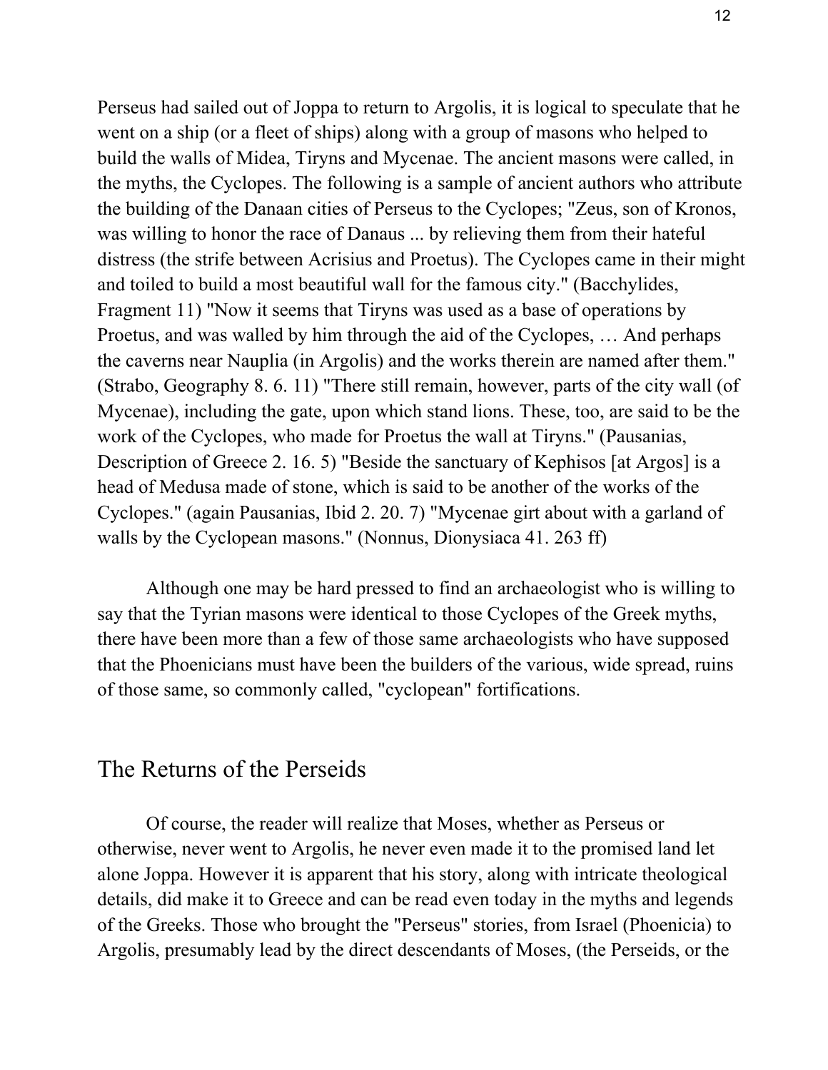Perseus had sailed out of Joppa to return to Argolis, it is logical to speculate that he went on a ship (or a fleet of ships) along with a group of masons who helped to build the walls of Midea, Tiryns and Mycenae. The ancient masons were called, in the myths, the Cyclopes. The following is a sample of ancient authors who attribute the building of the Danaan cities of Perseus to the Cyclopes; "Zeus, son of Kronos, was willing to honor the race of Danaus ... by relieving them from their hateful distress (the strife between Acrisius and Proetus). The Cyclopes came in their might and toiled to build a most beautiful wall for the famous city." (Bacchylides, Fragment 11) "Now it seems that Tiryns was used as a base of operations by Proetus, and was walled by him through the aid of the Cyclopes, … And perhaps the caverns near Nauplia (in Argolis) and the works therein are named after them." (Strabo, Geography 8. 6. 11) "There still remain, however, parts of the city wall (of Mycenae), including the gate, upon which stand lions. These, too, are said to be the work of the Cyclopes, who made for Proetus the wall at Tiryns." (Pausanias, Description of Greece 2. 16. 5) "Beside the sanctuary of Kephisos [at Argos] is a head of Medusa made of stone, which is said to be another of the works of the Cyclopes." (again Pausanias, Ibid 2. 20. 7) "Mycenae girt about with a garland of walls by the Cyclopean masons." (Nonnus, Dionysiaca 41. 263 ff)

Although one may be hard pressed to find an archaeologist who is willing to say that the Tyrian masons were identical to those Cyclopes of the Greek myths, there have been more than a few of those same archaeologists who have supposed that the Phoenicians must have been the builders of the various, wide spread, ruins of those same, so commonly called, "cyclopean" fortifications.

## The Returns of the Perseids

Of course, the reader will realize that Moses, whether as Perseus or otherwise, never went to Argolis, he never even made it to the promised land let alone Joppa. However it is apparent that his story, along with intricate theological details, did make it to Greece and can be read even today in the myths and legends of the Greeks. Those who brought the "Perseus" stories, from Israel (Phoenicia) to Argolis, presumably lead by the direct descendants of Moses, (the Perseids, or the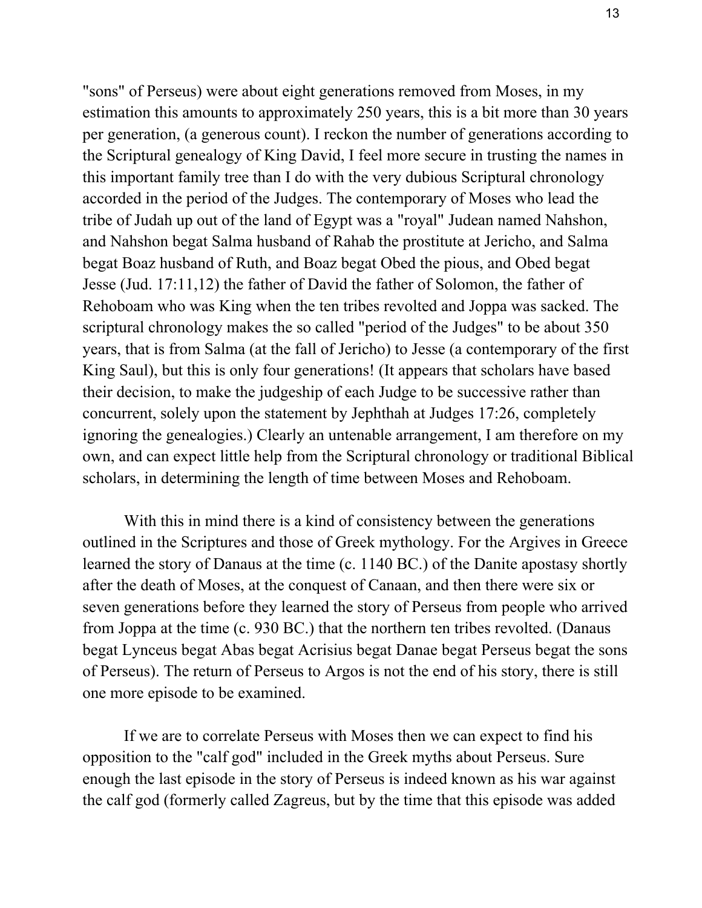"sons" of Perseus) were about eight generations removed from Moses, in my estimation this amounts to approximately 250 years, this is a bit more than 30 years per generation, (a generous count). I reckon the number of generations according to the Scriptural genealogy of King David, I feel more secure in trusting the names in this important family tree than I do with the very dubious Scriptural chronology accorded in the period of the Judges. The contemporary of Moses who lead the tribe of Judah up out of the land of Egypt was a "royal" Judean named Nahshon, and Nahshon begat Salma husband of Rahab the prostitute at Jericho, and Salma begat Boaz husband of Ruth, and Boaz begat Obed the pious, and Obed begat Jesse (Jud. 17:11,12) the father of David the father of Solomon, the father of Rehoboam who was King when the ten tribes revolted and Joppa was sacked. The scriptural chronology makes the so called "period of the Judges" to be about 350 years, that is from Salma (at the fall of Jericho) to Jesse (a contemporary of the first King Saul), but this is only four generations! (It appears that scholars have based their decision, to make the judgeship of each Judge to be successive rather than concurrent, solely upon the statement by Jephthah at Judges 17:26, completely ignoring the genealogies.) Clearly an untenable arrangement, I am therefore on my own, and can expect little help from the Scriptural chronology or traditional Biblical scholars, in determining the length of time between Moses and Rehoboam.

With this in mind there is a kind of consistency between the generations outlined in the Scriptures and those of Greek mythology. For the Argives in Greece learned the story of Danaus at the time (c. 1140 BC.) of the Danite apostasy shortly after the death of Moses, at the conquest of Canaan, and then there were six or seven generations before they learned the story of Perseus from people who arrived from Joppa at the time (c. 930 BC.) that the northern ten tribes revolted. (Danaus begat Lynceus begat Abas begat Acrisius begat Danae begat Perseus begat the sons of Perseus). The return of Perseus to Argos is not the end of his story, there is still one more episode to be examined.

If we are to correlate Perseus with Moses then we can expect to find his opposition to the "calf god" included in the Greek myths about Perseus. Sure enough the last episode in the story of Perseus is indeed known as his war against the calf god (formerly called Zagreus, but by the time that this episode was added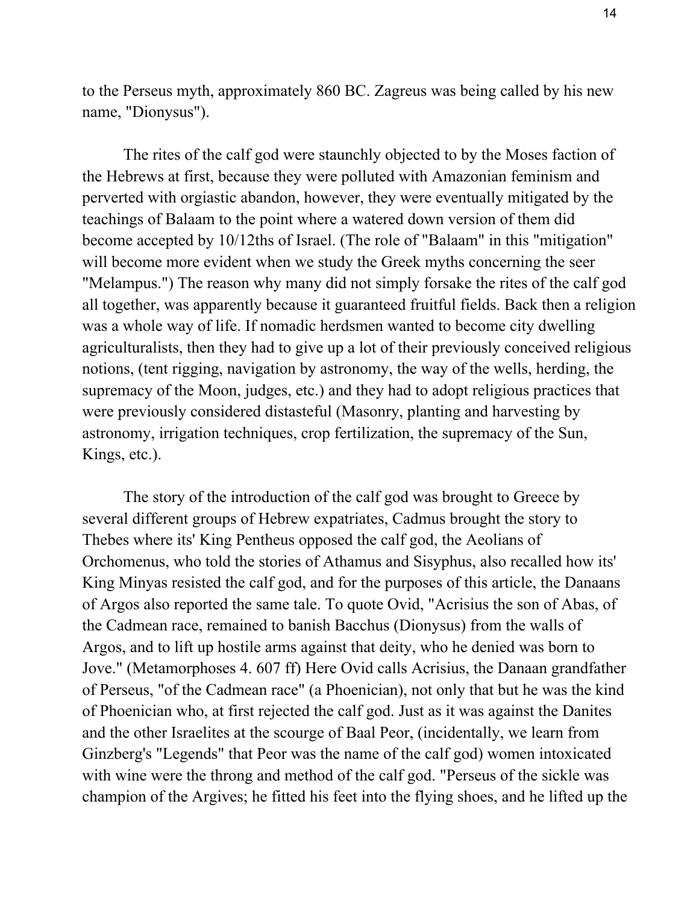to the Perseus myth, approximately 860 BC. Zagreus was being called by his new name, "Dionysus").

The rites of the calf god were staunchly objected to by the Moses faction of the Hebrews at first, because they were polluted with Amazonian feminism and perverted with orgiastic abandon, however, they were eventually mitigated by the teachings of Balaam to the point where a watered down version of them did become accepted by 10/12ths of Israel. (The role of "Balaam" in this "mitigation" will become more evident when we study the Greek myths concerning the seer "Melampus.") The reason why many did not simply forsake the rites of the calf god all together, was apparently because it guaranteed fruitful fields. Back then a religion was a whole way of life. If nomadic herdsmen wanted to become city dwelling agriculturalists, then they had to give up a lot of their previously conceived religious notions, (tent rigging, navigation by astronomy, the way of the wells, herding, the supremacy of the Moon, judges, etc.) and they had to adopt religious practices that were previously considered distasteful (Masonry, planting and harvesting by astronomy, irrigation techniques, crop fertilization, the supremacy of the Sun, Kings, etc.).

The story of the introduction of the calf god was brought to Greece by several different groups of Hebrew expatriates, Cadmus brought the story to Thebes where its' King Pentheus opposed the calf god, the Aeolians of Orchomenus, who told the stories of Athamus and Sisyphus, also recalled how its' King Minyas resisted the calf god, and for the purposes of this article, the Danaans of Argos also reported the same tale. To quote Ovid, "Acrisius the son of Abas, of the Cadmean race, remained to banish Bacchus (Dionysus) from the walls of Argos, and to lift up hostile arms against that deity, who he denied was born to Jove." (Metamorphoses 4. 607 ff) Here Ovid calls Acrisius, the Danaan grandfather of Perseus, "of the Cadmean race" (a Phoenician), not only that but he was the kind of Phoenician who, at first rejected the calf god. Just as it was against the Danites and the other Israelites at the scourge of Baal Peor, (incidentally, we learn from Ginzberg's "Legends" that Peor was the name of the calf god) women intoxicated with wine were the throng and method of the calf god. "Perseus of the sickle was champion of the Argives; he fitted his feet into the flying shoes, and he lifted up the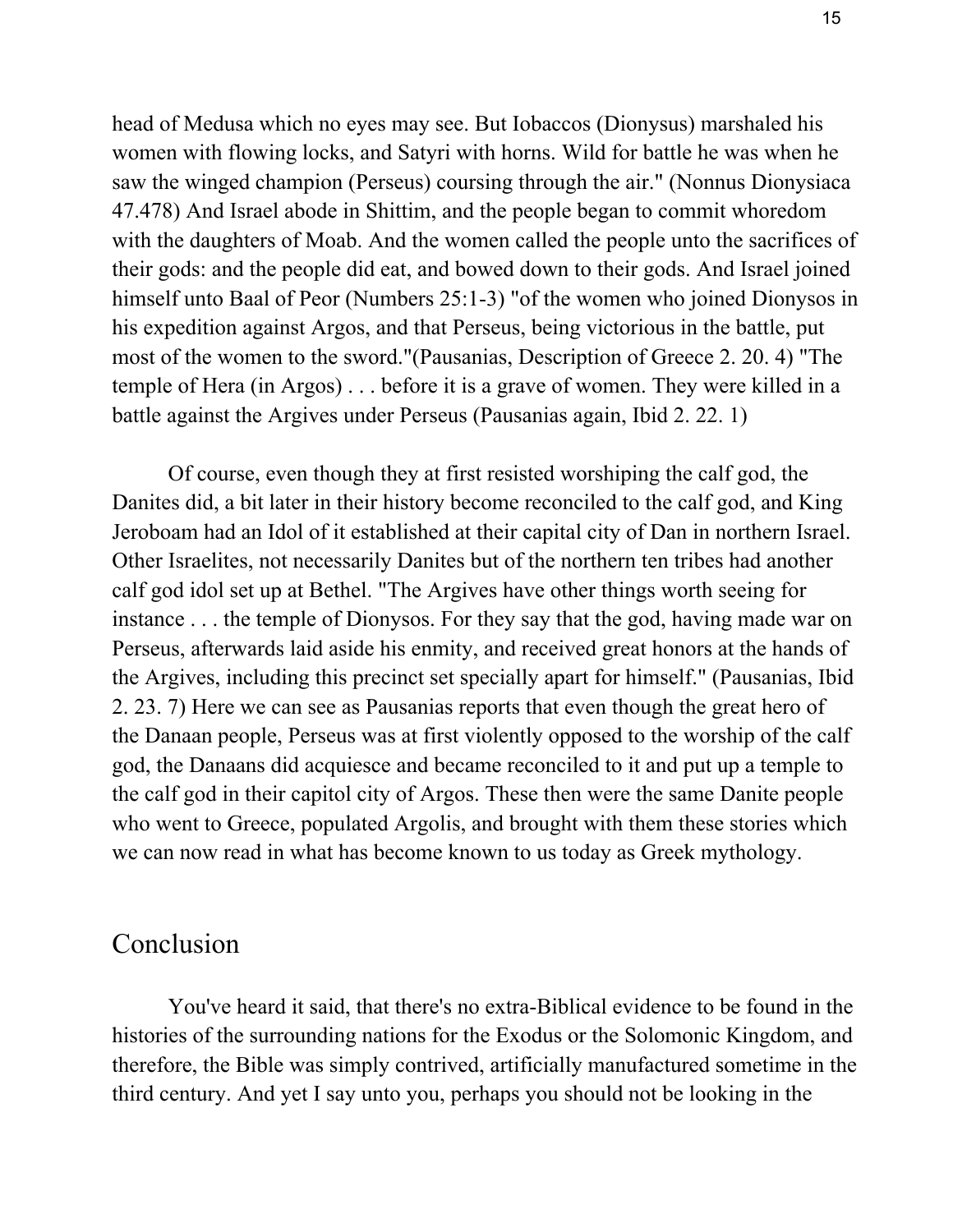head of Medusa which no eyes may see. But Iobaccos (Dionysus) marshaled his women with flowing locks, and Satyri with horns. Wild for battle he was when he saw the winged champion (Perseus) coursing through the air." (Nonnus Dionysiaca 47.478) And Israel abode in Shittim, and the people began to commit whoredom with the daughters of Moab. And the women called the people unto the sacrifices of their gods: and the people did eat, and bowed down to their gods. And Israel joined himself unto Baal of Peor (Numbers 25:1-3) "of the women who joined Dionysos in his expedition against Argos, and that Perseus, being victorious in the battle, put most of the women to the sword."(Pausanias, Description of Greece 2. 20. 4) "The temple of Hera (in Argos) . . . before it is a grave of women. They were killed in a battle against the Argives under Perseus (Pausanias again, Ibid 2. 22. 1)

Of course, even though they at first resisted worshiping the calf god, the Danites did, a bit later in their history become reconciled to the calf god, and King Jeroboam had an Idol of it established at their capital city of Dan in northern Israel. Other Israelites, not necessarily Danites but of the northern ten tribes had another calf god idol set up at Bethel. "The Argives have other things worth seeing for instance . . . the temple of Dionysos. For they say that the god, having made war on Perseus, afterwards laid aside his enmity, and received great honors at the hands of the Argives, including this precinct set specially apart for himself." (Pausanias, Ibid 2. 23. 7) Here we can see as Pausanias reports that even though the great hero of the Danaan people, Perseus was at first violently opposed to the worship of the calf god, the Danaans did acquiesce and became reconciled to it and put up a temple to the calf god in their capitol city of Argos. These then were the same Danite people who went to Greece, populated Argolis, and brought with them these stories which we can now read in what has become known to us today as Greek mythology.

## Conclusion

You've heard it said, that there's no extra-Biblical evidence to be found in the histories of the surrounding nations for the Exodus or the Solomonic Kingdom, and therefore, the Bible was simply contrived, artificially manufactured sometime in the third century. And yet I say unto you, perhaps you should not be looking in the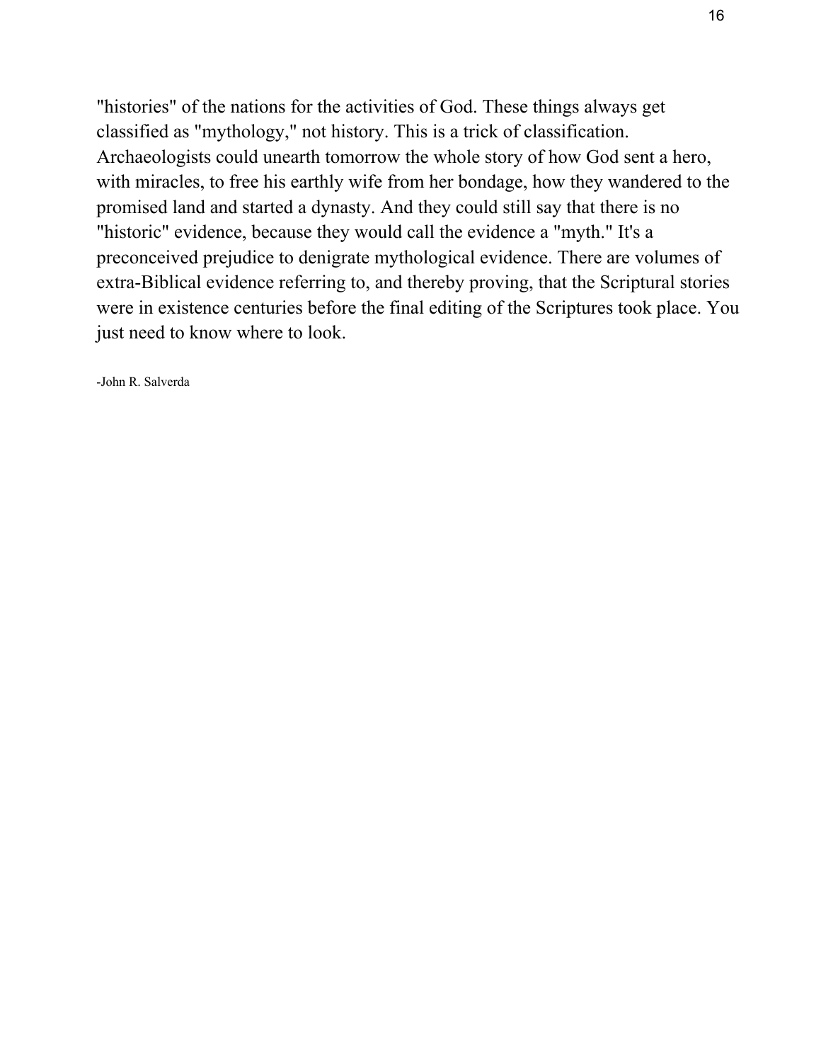"histories" of the nations for the activities of God. These things always get classified as "mythology," not history. This is a trick of classification. Archaeologists could unearth tomorrow the whole story of how God sent a hero, with miracles, to free his earthly wife from her bondage, how they wandered to the promised land and started a dynasty. And they could still say that there is no "historic" evidence, because they would call the evidence a "myth." It's a preconceived prejudice to denigrate mythological evidence. There are volumes of extra-Biblical evidence referring to, and thereby proving, that the Scriptural stories were in existence centuries before the final editing of the Scriptures took place. You just need to know where to look.

-John R. Salverda